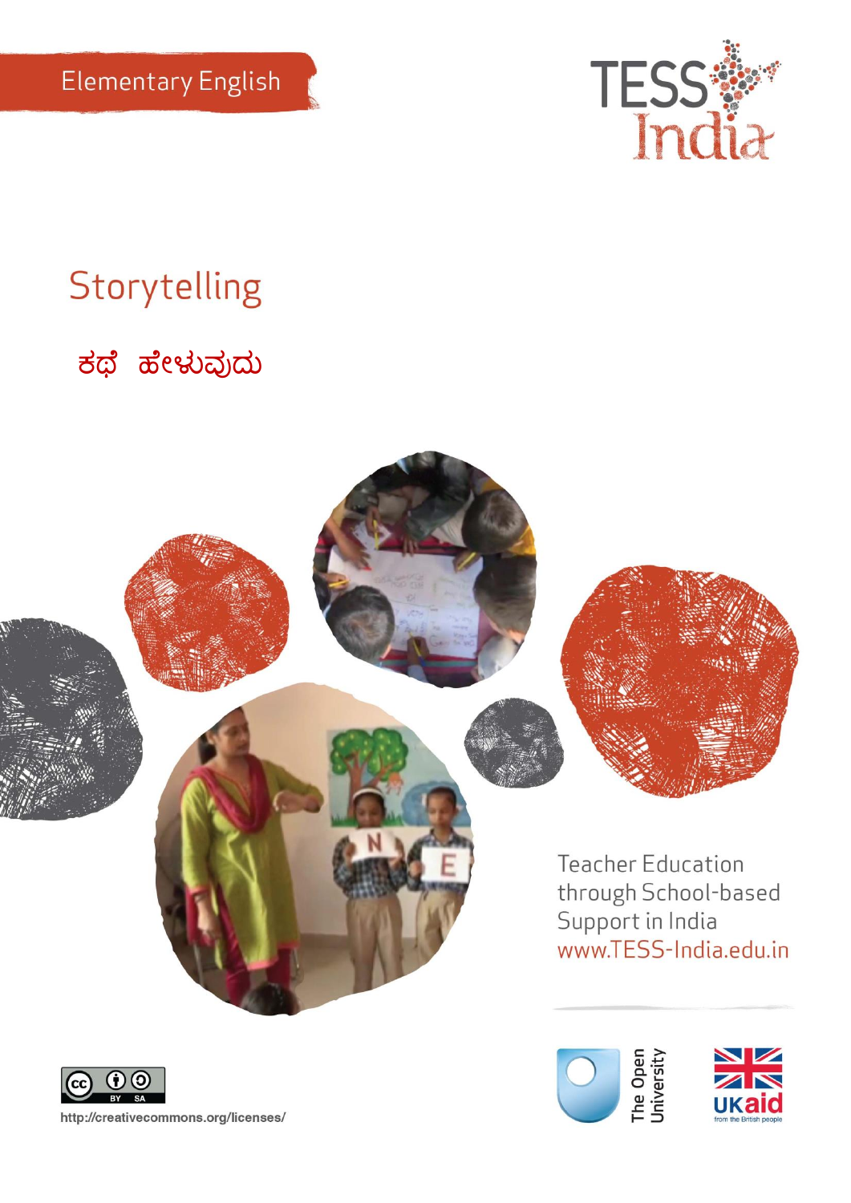Elementary English

TESS India

# Storytelling

## ಕಥೆ ಹೇಳುವುದು

Teacher Education through School-based Support in India
www.TESS-India.edu.in

http://creativecommons.org/licenses/

The Open University

UKaid from the British people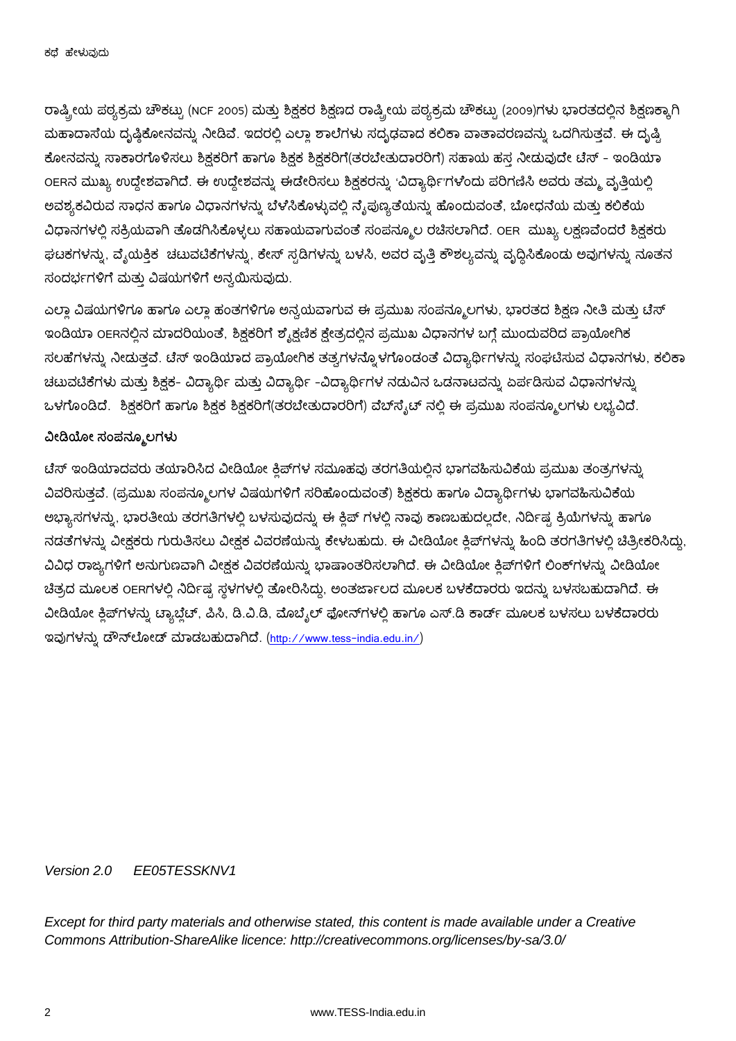ರಾಷ್ಟ್ರೀಯ ಪಠ್ಯಕ್ರಮ ಚೌಕಟ್ಟು (NCF 2005) ಮತ್ತು ಶಿಕ್ಷಕರ ಶಿಕ್ಷಣದ ರಾಷ್ಟ್ರೀಯ ಪಠ್ಯಕ್ರಮ ಚೌಕಟ್ಟು (2009)ಗಳು ಭಾರತದಲ್ಲಿನ ಶಿಕ್ಷಣಕ್ಕಾಗಿ ಮಹಾದಾಸೆಯ ದೃಷ್ಟಿಕೋನವನ್ನು ನೀಡಿವೆ. ಇದರಲ್ಲಿ ಎಲ್ಲಾ ಶಾಲೆಗಳು ಸದೃಢವಾದ ಕಲಿಕಾ ವಾತಾವರಣವನ್ನು ಒದಗಿಸುತ್ತವೆ. ಈ ದೃಷ್ಟಿ ಕೋನವನ್ನು ಸಾಕಾರಗೊಳಿಸಲು ಶಿಕ್ಷಕರಿಗೆ ಹಾಗೂ ಶಿಕ್ಷಕ ಶಿಕ್ಷಕರಿಗೆ(ತರಬೇತುದಾರರಿಗೆ) ಸಹಾಯ ಹಸ್ತ ನೀಡುವುದೇ ಟೆಸ್ - ಇಂಡಿಯಾ OERನ ಮುಖ್ಯ ಉದ್ದೇಶವಾಗಿದೆ. ಈ ಉದ್ದೇಶವನ್ನು ಈಡೇರಿಸಲು ಶಿಕ್ಷಕರನ್ನು 'ವಿದ್ಯಾರ್ಥಿ'ಗಳೆಂದು ಪರಿಗಣಿಸಿ ಅವರು ತಮ್ಮ ವೃತ್ತಿಯಲ್ಲಿ ಅವಶ್ಯಕವಿರುವ ಸಾಧನ ಹಾಗೂ ವಿಧಾನಗಳನ್ನು ಬೆಳೆಸಿಕೊಳ್ಳುವಲ್ಲಿ ನೈಪುಣ್ಯತೆಯನ್ನು ಹೊಂದುವಂತೆ, ಬೋಧನೆಯ ಮತ್ತು ಕಲಿಕೆಯ ವಿಧಾನಗಳಲ್ಲಿ ಸಕ್ರಿಯವಾಗಿ ತೊಡಗಿಸಿಕೊಳ್ಳಲು ಸಹಾಯವಾಗುವಂತೆ ಸಂಪನ್ಮೂಲ ರಚಿಸಲಾಗಿದೆ. OER ಮುಖ್ಯ ಲಕ್ಷಣವೆಂದರೆ ಶಿಕ್ಷಕರು ಘಟಕಗಳನ್ನು, ವೈಯಕ್ತಿಕ ಚಟುವಟಿಕೆಗಳನ್ನು, ಕೇಸ್ ಸ್ಟಡಿಗಳನ್ನು ಬಳಸಿ, ಅವರ ವೃತ್ತಿ ಕೌಶಲ್ಯವನ್ನು ವೃದ್ಧಿಸಿಕೊಂಡು ಅವುಗಳನ್ನು ನೂತನ ಸಂದರ್ಭಗಳಿಗೆ ಮತ್ತು ವಿಷಯಗಳಿಗೆ ಅನ್ವಯಿಸುವುದು.

ಎಲ್ಲಾ ವಿಷಯಗಳಿಗೂ ಹಾಗೂ ಎಲ್ಲಾ ಹಂತಗಳಿಗೂ ಅನ್ವಯವಾಗುವ ಈ ಪ್ರಮುಖ ಸಂಪನ್ಮೂಲಗಳು, ಭಾರತದ ಶಿಕ್ಷಣ ನೀತಿ ಮತ್ತು ಟೆಸ್ ಇಂಡಿಯಾ OERನಲ್ಲಿನ ಮಾದರಿಯಂತೆ, ಶಿಕ್ಷಕರಿಗೆ ಶೈಕ್ಷಣಿಕ ಕ್ಷೇತ್ರದಲ್ಲಿನ ಪ್ರಮುಖ ವಿಧಾನಗಳ ಬಗ್ಗೆ ಮುಂದುವರಿದ ಪ್ರಾಯೋಗಿಕ ಸಲಹೆಗಳನ್ನು ನೀಡುತ್ತವೆ. ಟೆಸ್ ಇಂಡಿಯಾದ ಪ್ರಾಯೋಗಿಕ ತತ್ವಗಳನ್ನೊಳಗೊಂಡಂತೆ ವಿದ್ಯಾರ್ಥಿಗಳನ್ನು ಸಂಘಟಿಸುವ ವಿಧಾನಗಳು, ಕಲಿಕಾ ಚಟುವಟಿಕೆಗಳು ಮತ್ತು ಶಿಕ್ಷಕ- ವಿದ್ಯಾರ್ಥಿ ಮತ್ತು ವಿದ್ಯಾರ್ಥಿ -ವಿದ್ಯಾರ್ಥಿಗಳ ನಡುವಿನ ಒಡನಾಟವನ್ನು ಏರ್ಪಡಿಸುವ ವಿಧಾನಗಳನ್ನು ಒಳಗೊಂಡಿದೆ. ಶಿಕ್ಷಕರಿಗೆ ಹಾಗೂ ಶಿಕ್ಷಕ ಶಿಕ್ಷಕರಿಗೆ(ತರಬೇತುದಾರರಿಗೆ) ವೆಬ್‌ಸೈಟ್ ನಲ್ಲಿ ಈ ಪ್ರಮುಖ ಸಂಪನ್ಮೂಲಗಳು ಲಭ್ಯವಿದೆ.

## ವೀಡಿಯೋ ಸಂಪನ್ಮೂಲಗಳು

ಟೆಸ್ ಇಂಡಿಯಾದವರು ತಯಾರಿಸಿದ ವೀಡಿಯೋ ಕ್ಲಿಪ್‌ಗಳ ಸಮೂಹವು ತರಗತಿಯಲ್ಲಿನ ಭಾಗವಹಿಸುವಿಕೆಯ ಪ್ರಮುಖ ತಂತ್ರಗಳನ್ನು ವಿವರಿಸುತ್ತವೆ. (ಪ್ರಮುಖ ಸಂಪನ್ಮೂಲಗಳ ವಿಷಯಗಳಿಗೆ ಸರಿಹೊಂದುವಂತೆ) ಶಿಕ್ಷಕರು ಹಾಗೂ ವಿದ್ಯಾರ್ಥಿಗಳು ಭಾಗವಹಿಸುವಿಕೆಯ ಅಭ್ಯಾಸಗಳನ್ನು, ಭಾರತೀಯ ತರಗತಿಗಳಲ್ಲಿ ಬಳಸುವುದನ್ನು ಈ ಕ್ಲಿಪ್ ಗಳಲ್ಲಿ ನಾವು ಕಾಣಬಹುದಲ್ಲದೇ, ನಿರ್ದಿಷ್ಟ ಕ್ರಿಯೆಗಳನ್ನು ಹಾಗೂ ನಡತೆಗಳನ್ನು ವೀಕ್ಷಕರು ಗುರುತಿಸಲು ವೀಕ್ಷಕ ವಿವರಣೆಯನ್ನು ಕೇಳಬಹುದು. ಈ ವೀಡಿಯೋ ಕ್ಲಿಪ್‌ಗಳನ್ನು ಹಿಂದಿ ತರಗತಿಗಳಲ್ಲಿ ಚಿತ್ರೀಕರಿಸಿದ್ದು, ವಿವಿಧ ರಾಜ್ಯಗಳಿಗೆ ಅನುಗುಣವಾಗಿ ವೀಕ್ಷಕ ವಿವರಣೆಯನ್ನು ಭಾಷಾಂತರಿಸಲಾಗಿದೆ. ಈ ವೀಡಿಯೋ ಕ್ಲಿಪ್‌ಗಳಿಗೆ ಲಿಂಕ್‌ಗಳನ್ನು ವೀಡಿಯೋ ಚಿತ್ರದ ಮೂಲಕ OERಗಳಲ್ಲಿ ನಿರ್ದಿಷ್ಟ ಸ್ಥಳಗಳಲ್ಲಿ ತೋರಿಸಿದ್ದು, ಅಂತರ್ಜಾಲದ ಮೂಲಕ ಬಳಕೆದಾರರು ಇದನ್ನು ಬಳಸಬಹುದಾಗಿದೆ. ಈ ವೀಡಿಯೋ ಕ್ಲಿಪ್‌ಗಳನ್ನು ಟ್ಯಾಬ್ಲೆಟ್, ಪಿಸಿ, ಡಿ.ವಿ.ಡಿ, ಮೊಬೈಲ್ ಫೋನ್‌ಗಳಲ್ಲಿ ಹಾಗೂ ಎಸ್.ಡಿ ಕಾರ್ಡ್ ಮೂಲಕ ಬಳಸಲು ಬಳಕೆದಾರರು ಇವುಗಳನ್ನು ಡೌನ್‌ಲೋಡ್ ಮಾಡಬಹುದಾಗಿದೆ. (http://www.tess-india.edu.in/)

*Version 2.0 EE05TESSKNV1*

*Except for third party materials and otherwise stated, this content is made available under a Creative Commons Attribution-ShareAlike licence: http://creativecommons.org/licenses/by-sa/3.0/*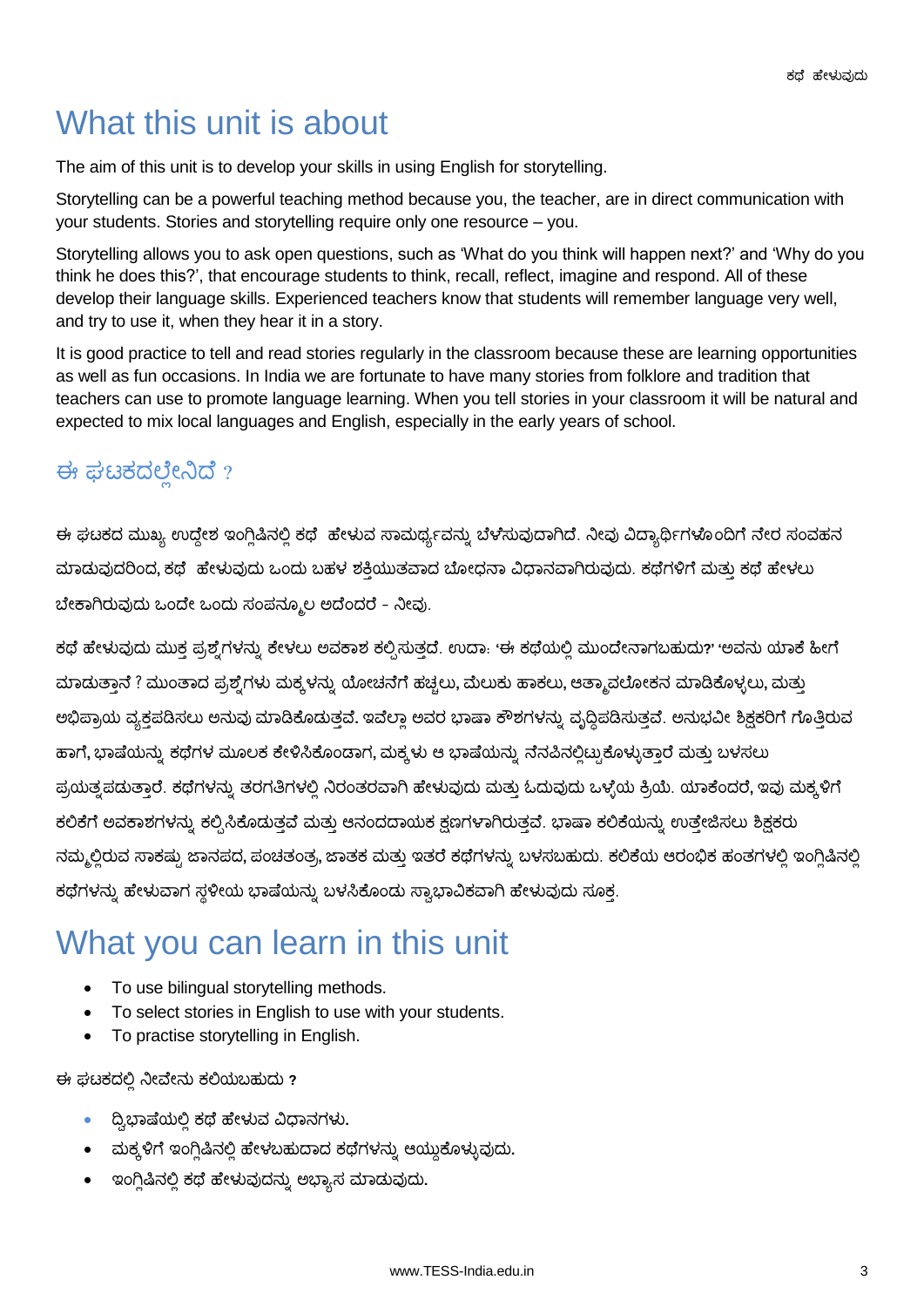# What this unit is about

The aim of this unit is to develop your skills in using English for storytelling.

Storytelling can be a powerful teaching method because you, the teacher, are in direct communication with your students. Stories and storytelling require only one resource – you.

Storytelling allows you to ask open questions, such as 'What do you think will happen next?' and 'Why do you think he does this?', that encourage students to think, recall, reflect, imagine and respond. All of these develop their language skills. Experienced teachers know that students will remember language very well, and try to use it, when they hear it in a story.

It is good practice to tell and read stories regularly in the classroom because these are learning opportunities as well as fun occasions. In India we are fortunate to have many stories from folklore and tradition that teachers can use to promote language learning. When you tell stories in your classroom it will be natural and expected to mix local languages and English, especially in the early years of school.

## ಈ ಘಟಕದಲ್ಲೇನಿದೆ ?

ಈ ಘಟಕದ ಮುಖ್ಯ ಉದ್ದೇಶ ಇಂಗ್ಲಿಷಿನಲ್ಲಿ ಕಥೆ ಹೇಳುವ ಸಾಮರ್ಥ್ಯವನ್ನು ಬೆಳೆಸುವುದಾಗಿದೆ. ನೀವು ವಿದ್ಯಾರ್ಥಿಗಳೊಂದಿಗೆ ನೇರ ಸಂವಹನ ಮಾಡುವುದರಿಂದ, ಕಥೆ ಹೇಳುವುದು ಒಂದು ಬಹಳ ಶಕ್ತಿಯುತವಾದ ಬೋಧನಾ ವಿಧಾನವಾಗಿರುವುದು. ಕಥೆಗಳಿಗೆ ಮತ್ತು ಕಥೆ ಹೇಳಲು ಬೇಕಾಗಿರುವುದು ಒಂದೇ ಒಂದು ಸಂಪನ್ಮೂಲ ಅದೆಂದರೆ - ನೀವು.

ಕಥೆ ಹೇಳುವುದು ಮುಕ್ತ ಪ್ರಶ್ನೆಗಳನ್ನು ಕೇಳಲು ಅವಕಾಶ ಕಲ್ಪಿಸುತ್ತದೆ. ಉದಾ: 'ಈ ಕಥೆಯಲ್ಲಿ ಮುಂದೇನಾಗಬಹುದು?' 'ಅವನು ಯಾಕೆ ಹೀಗೆ ಮಾಡುತ್ತಾನೆ ? ಮುಂತಾದ ಪ್ರಶ್ನೆಗಳು ಮಕ್ಕಳನ್ನು ಯೋಚನೆಗೆ ಹಚ್ಚಲು, ಮೆಲುಕು ಹಾಕಲು, ಆತ್ಮಾವಲೋಕನ ಮಾಡಿಕೊಳ್ಳಲು, ಮತ್ತು ಅಭಿಪ್ರಾಯ ವ್ಯಕ್ತಪಡಿಸಲು ಅನುವು ಮಾಡಿಕೊಡುತ್ತವೆ. ಇವೆಲ್ಲಾ ಅವರ ಭಾಷಾ ಕೌಶಗಳನ್ನು ವೃದ್ಧಿಪಡಿಸುತ್ತವೆ. ಅನುಭವೀ ಶಿಕ್ಷಕರಿಗೆ ಗೊತ್ತಿರುವ ಹಾಗೆ, ಭಾಷೆಯನ್ನು ಕಥೆಗಳ ಮೂಲಕ ಕೇಳಿಸಿಕೊಂಡಾಗ, ಮಕ್ಕಳು ಆ ಭಾಷೆಯನ್ನು ನೆನಪಿನಲ್ಲಿಟ್ಟುಕೊಳ್ಳುತ್ತಾರೆ ಮತ್ತು ಬಳಸಲು ಪ್ರಯತ್ನಪಡುತ್ತಾರೆ. ಕಥೆಗಳನ್ನು ತರಗತಿಗಳಲ್ಲಿ ನಿರಂತರವಾಗಿ ಹೇಳುವುದು ಮತ್ತು ಓದುವುದು ಒಳ್ಳೆಯ ಕ್ರಿಯೆ. ಯಾಕೆಂದರೆ, ಇವು ಮಕ್ಕಳಿಗೆ ಕಲಿಕೆಗೆ ಅವಕಾಶಗಳನ್ನು ಕಲ್ಪಿಸಿಕೊಡುತ್ತವೆ ಮತ್ತು ಆನಂದದಾಯಕ ಕ್ಷಣಗಳಾಗಿರುತ್ತವೆ. ಭಾಷಾ ಕಲಿಕೆಯನ್ನು ಉತ್ತೇಜಿಸಲು ಶಿಕ್ಷಕರು ನಮ್ಮಲ್ಲಿರುವ ಸಾಕಷ್ಟು ಜಾನಪದ, ಪಂಚತಂತ್ರ, ಜಾತಕ ಮತ್ತು ಇತರೆ ಕಥೆಗಳನ್ನು ಬಳಸಬಹುದು. ಕಲಿಕೆಯ ಆರಂಭಿಕ ಹಂತಗಳಲ್ಲಿ ಇಂಗ್ಲಿಷಿನಲ್ಲಿ ಕಥೆಗಳನ್ನು ಹೇಳುವಾಗ ಸ್ಥಳೀಯ ಭಾಷೆಯನ್ನು ಬಳಸಿಕೊಂಡು ಸ್ವಾಭಾವಿಕವಾಗಿ ಹೇಳುವುದು ಸೂಕ್ತ.

# What you can learn in this unit

- To use bilingual storytelling methods.
- To select stories in English to use with your students.
- To practise storytelling in English.

ಈ ಘಟಕದಲ್ಲಿ ನೀವೇನು ಕಲಿಯಬಹುದು **?**

- ದ್ವಿಭಾಷೆಯಲ್ಲಿ ಕಥೆ ಹೇಳುವ ವಿಧಾನಗಳು.
- ಮಕ್ಕಳಿಗೆ ಇಂಗ್ಲಿಷಿನಲ್ಲಿ ಹೇಳಬಹುದಾದ ಕಥೆಗಳನ್ನು ಆಯ್ದುಕೊಳ್ಳುವುದು.
- ಇಂಗ್ಲಿಷಿನಲ್ಲಿ ಕಥೆ ಹೇಳುವುದನ್ನು ಅಭ್ಯಾಸ ಮಾಡುವುದು.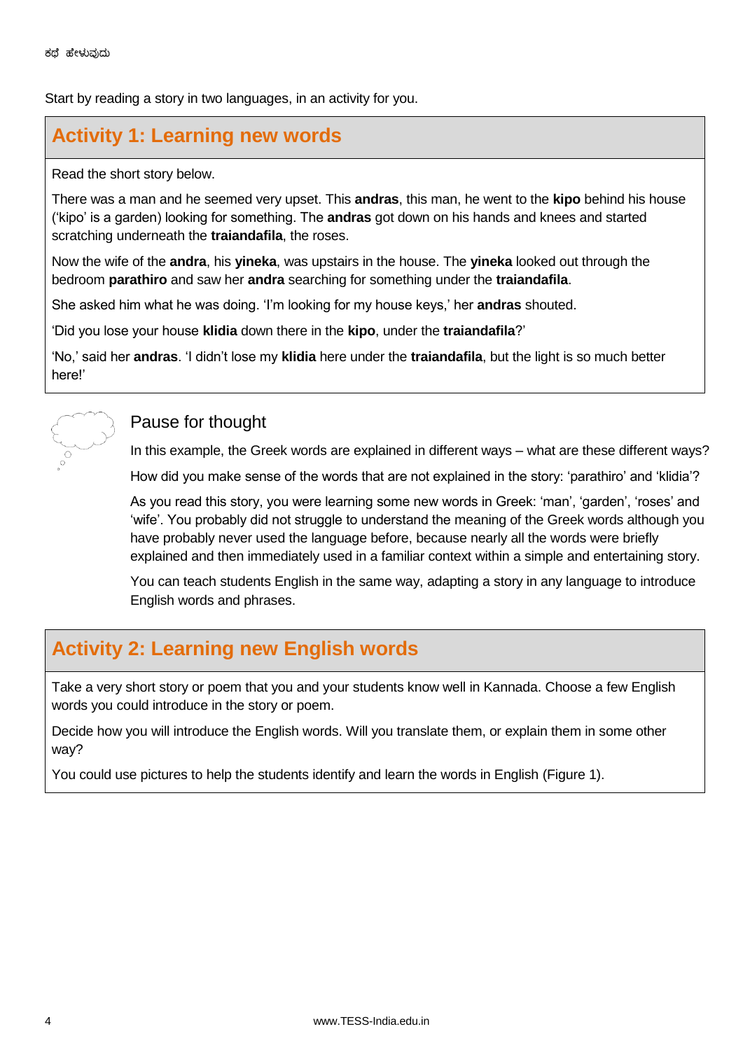Start by reading a story in two languages, in an activity for you.

## Activity 1: Learning new words

Read the short story below.

There was a man and he seemed very upset. This **andras**, this man, he went to the **kipo** behind his house ('kipo' is a garden) looking for something. The **andras** got down on his hands and knees and started scratching underneath the **traiandafila**, the roses.

Now the wife of the **andra**, his **yineka**, was upstairs in the house. The **yineka** looked out through the bedroom **parathiro** and saw her **andra** searching for something under the **traiandafila**.

She asked him what he was doing. 'I'm looking for my house keys,' her **andras** shouted.

'Did you lose your house **klidia** down there in the **kipo**, under the **traiandafila**?'

'No,' said her **andras**. 'I didn't lose my **klidia** here under the **traiandafila**, but the light is so much better here!'

### Pause for thought

In this example, the Greek words are explained in different ways – what are these different ways?

How did you make sense of the words that are not explained in the story: 'parathiro' and 'klidia'?

As you read this story, you were learning some new words in Greek: 'man', 'garden', 'roses' and 'wife'. You probably did not struggle to understand the meaning of the Greek words although you have probably never used the language before, because nearly all the words were briefly explained and then immediately used in a familiar context within a simple and entertaining story.

You can teach students English in the same way, adapting a story in any language to introduce English words and phrases.

## Activity 2: Learning new English words

Take a very short story or poem that you and your students know well in Kannada. Choose a few English words you could introduce in the story or poem.

Decide how you will introduce the English words. Will you translate them, or explain them in some other way?

You could use pictures to help the students identify and learn the words in English (Figure 1).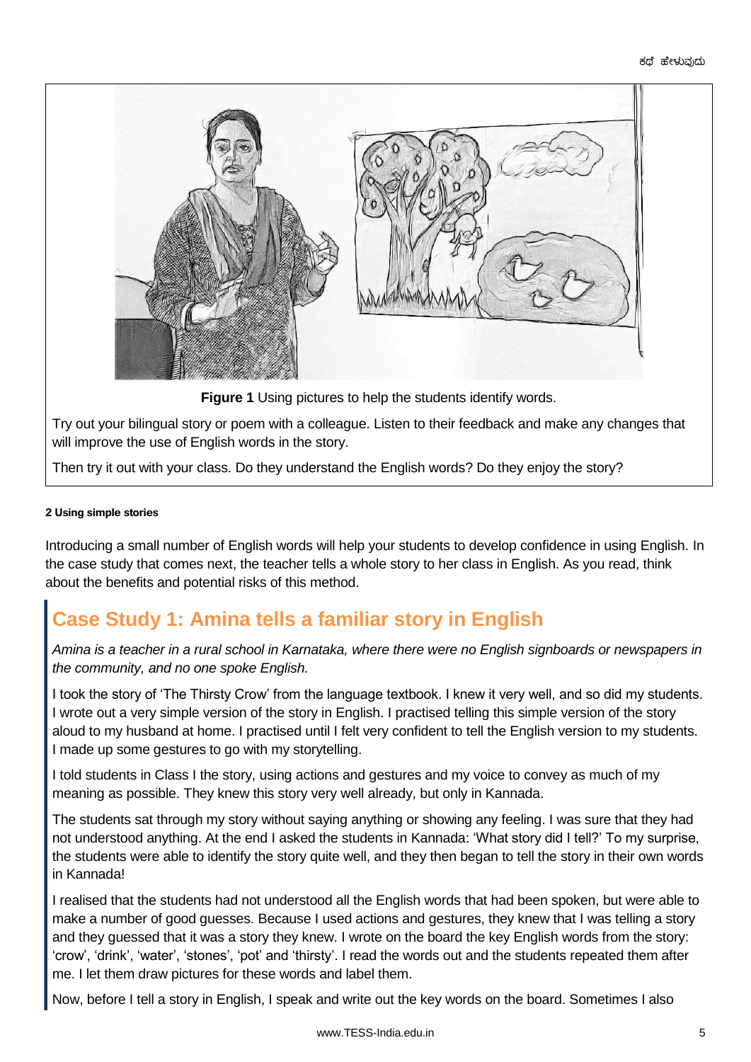Figure 1 Using pictures to help the students identify words.

Try out your bilingual story or poem with a colleague. Listen to their feedback and make any changes that will improve the use of English words in the story.

Then try it out with your class. Do they understand the English words? Do they enjoy the story?

#### 2 Using simple stories

Introducing a small number of English words will help your students to develop confidence in using English. In the case study that comes next, the teacher tells a whole story to her class in English. As you read, think about the benefits and potential risks of this method.

## Case Study 1: Amina tells a familiar story in English

*Amina is a teacher in a rural school in Karnataka, where there were no English signboards or newspapers in the community, and no one spoke English.*

I took the story of 'The Thirsty Crow' from the language textbook. I knew it very well, and so did my students. I wrote out a very simple version of the story in English. I practised telling this simple version of the story aloud to my husband at home. I practised until I felt very confident to tell the English version to my students. I made up some gestures to go with my storytelling.

I told students in Class I the story, using actions and gestures and my voice to convey as much of my meaning as possible. They knew this story very well already, but only in Kannada.

The students sat through my story without saying anything or showing any feeling. I was sure that they had not understood anything. At the end I asked the students in Kannada: 'What story did I tell?' To my surprise, the students were able to identify the story quite well, and they then began to tell the story in their own words in Kannada!

I realised that the students had not understood all the English words that had been spoken, but were able to make a number of good guesses. Because I used actions and gestures, they knew that I was telling a story and they guessed that it was a story they knew. I wrote on the board the key English words from the story: 'crow', 'drink', 'water', 'stones', 'pot' and 'thirsty'. I read the words out and the students repeated them after me. I let them draw pictures for these words and label them.

Now, before I tell a story in English, I speak and write out the key words on the board. Sometimes I also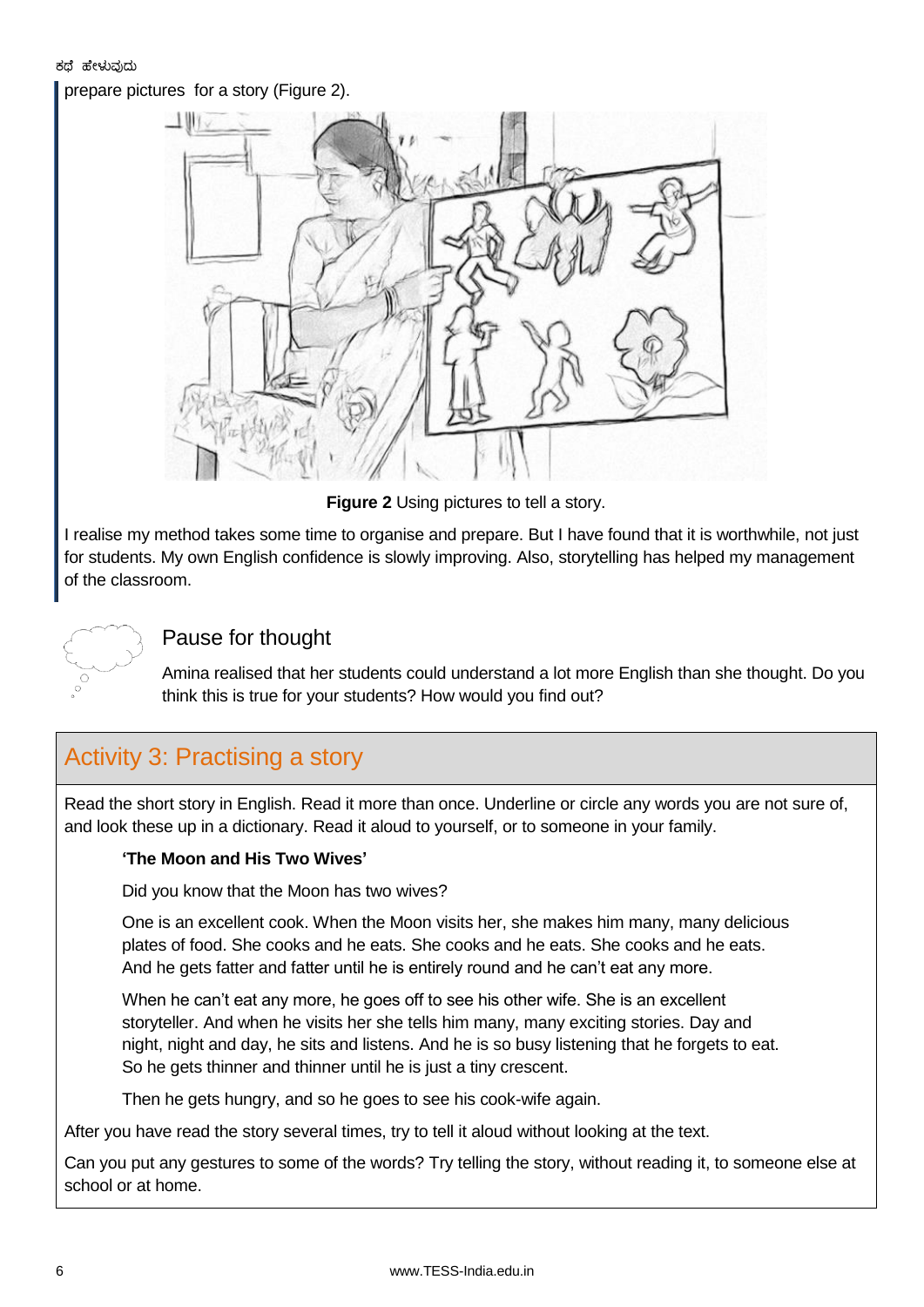prepare pictures for a story (Figure 2).

**Figure 2** Using pictures to tell a story.

I realise my method takes some time to organise and prepare. But I have found that it is worthwhile, not just for students. My own English confidence is slowly improving. Also, storytelling has helped my management of the classroom.

### Pause for thought

Amina realised that her students could understand a lot more English than she thought. Do you think this is true for your students? How would you find out?

## Activity 3: Practising a story

Read the short story in English. Read it more than once. Underline or circle any words you are not sure of, and look these up in a dictionary. Read it aloud to yourself, or to someone in your family.

**'The Moon and His Two Wives'**

Did you know that the Moon has two wives?

One is an excellent cook. When the Moon visits her, she makes him many, many delicious plates of food. She cooks and he eats. She cooks and he eats. She cooks and he eats. And he gets fatter and fatter until he is entirely round and he can't eat any more.

When he can't eat any more, he goes off to see his other wife. She is an excellent storyteller. And when he visits her she tells him many, many exciting stories. Day and night, night and day, he sits and listens. And he is so busy listening that he forgets to eat. So he gets thinner and thinner until he is just a tiny crescent.

Then he gets hungry, and so he goes to see his cook-wife again.

After you have read the story several times, try to tell it aloud without looking at the text.

Can you put any gestures to some of the words? Try telling the story, without reading it, to someone else at school or at home.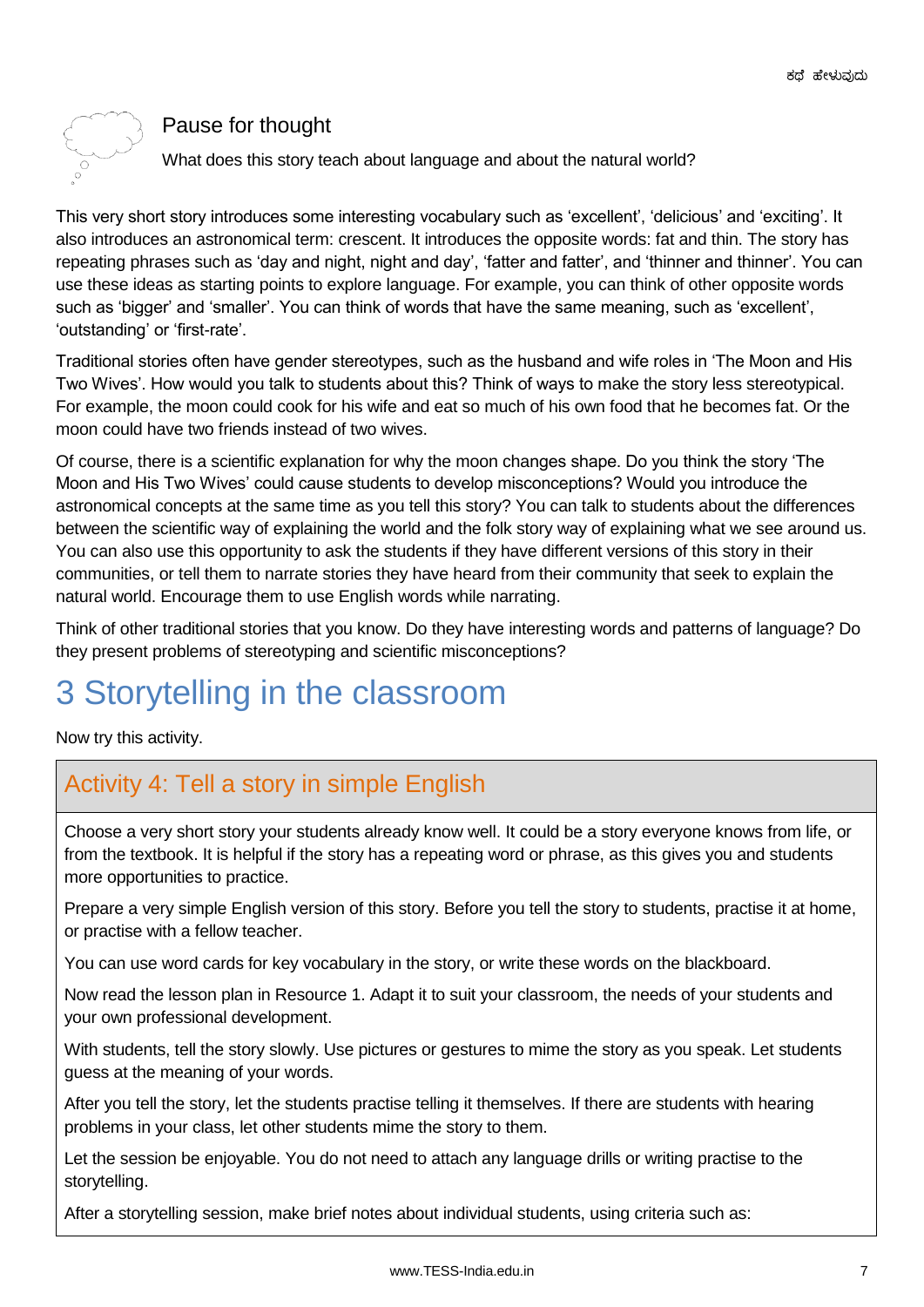### Pause for thought

What does this story teach about language and about the natural world?

This very short story introduces some interesting vocabulary such as 'excellent', 'delicious' and 'exciting'. It also introduces an astronomical term: crescent. It introduces the opposite words: fat and thin. The story has repeating phrases such as 'day and night, night and day', 'fatter and fatter', and 'thinner and thinner'. You can use these ideas as starting points to explore language. For example, you can think of other opposite words such as 'bigger' and 'smaller'. You can think of words that have the same meaning, such as 'excellent', 'outstanding' or 'first-rate'.

Traditional stories often have gender stereotypes, such as the husband and wife roles in 'The Moon and His Two Wives'. How would you talk to students about this? Think of ways to make the story less stereotypical. For example, the moon could cook for his wife and eat so much of his own food that he becomes fat. Or the moon could have two friends instead of two wives.

Of course, there is a scientific explanation for why the moon changes shape. Do you think the story 'The Moon and His Two Wives' could cause students to develop misconceptions? Would you introduce the astronomical concepts at the same time as you tell this story? You can talk to students about the differences between the scientific way of explaining the world and the folk story way of explaining what we see around us. You can also use this opportunity to ask the students if they have different versions of this story in their communities, or tell them to narrate stories they have heard from their community that seek to explain the natural world. Encourage them to use English words while narrating.

Think of other traditional stories that you know. Do they have interesting words and patterns of language? Do they present problems of stereotyping and scientific misconceptions?

# 3 Storytelling in the classroom

Now try this activity.

## Activity 4: Tell a story in simple English

Choose a very short story your students already know well. It could be a story everyone knows from life, or from the textbook. It is helpful if the story has a repeating word or phrase, as this gives you and students more opportunities to practice.

Prepare a very simple English version of this story. Before you tell the story to students, practise it at home, or practise with a fellow teacher.

You can use word cards for key vocabulary in the story, or write these words on the blackboard.

Now read the lesson plan in Resource 1. Adapt it to suit your classroom, the needs of your students and your own professional development.

With students, tell the story slowly. Use pictures or gestures to mime the story as you speak. Let students guess at the meaning of your words.

After you tell the story, let the students practise telling it themselves. If there are students with hearing problems in your class, let other students mime the story to them.

Let the session be enjoyable. You do not need to attach any language drills or writing practise to the storytelling.

After a storytelling session, make brief notes about individual students, using criteria such as: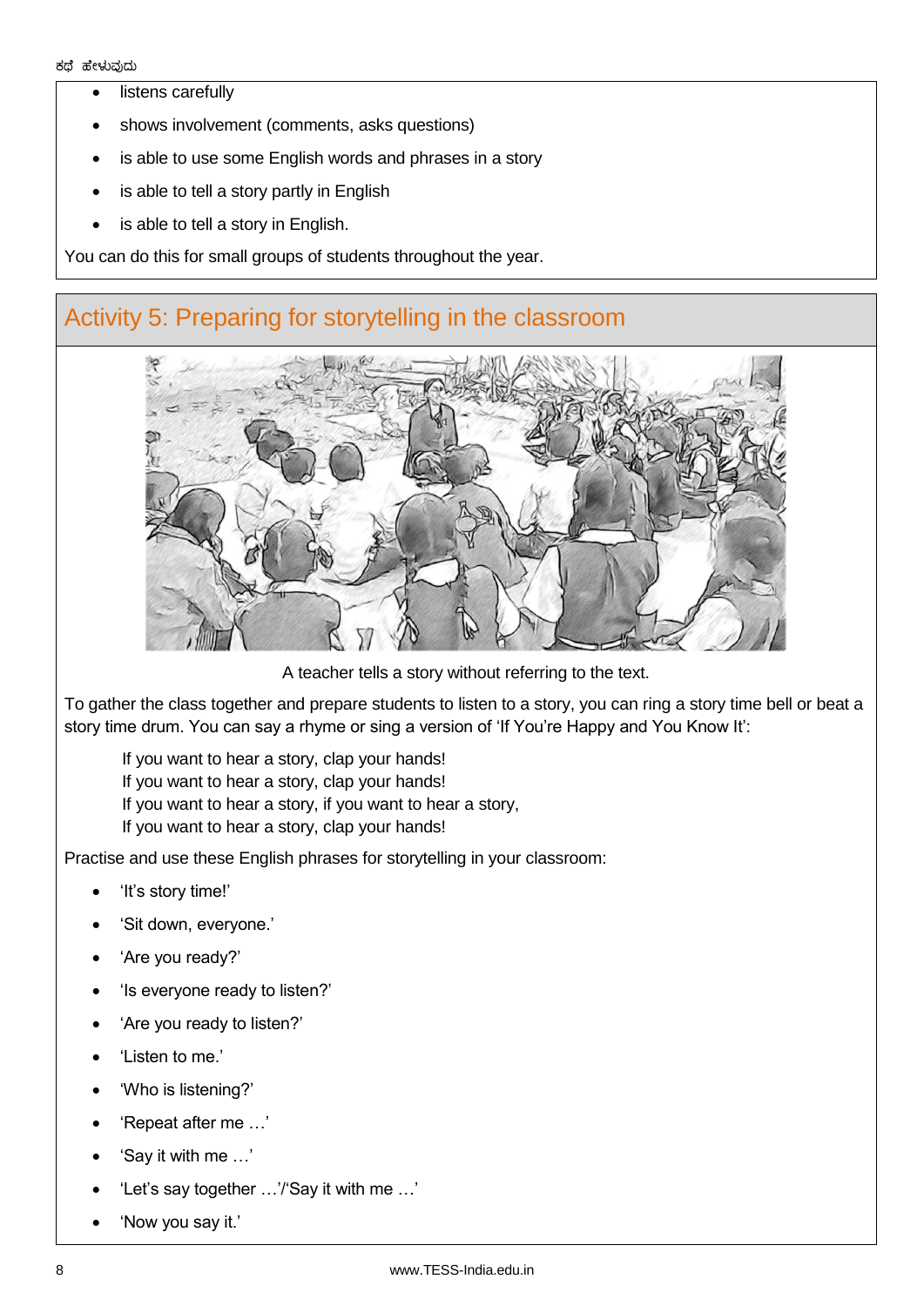- listens carefully
- shows involvement (comments, asks questions)
- is able to use some English words and phrases in a story
- is able to tell a story partly in English
- is able to tell a story in English.

You can do this for small groups of students throughout the year.

## Activity 5: Preparing for storytelling in the classroom

A teacher tells a story without referring to the text.

To gather the class together and prepare students to listen to a story, you can ring a story time bell or beat a story time drum. You can say a rhyme or sing a version of 'If You're Happy and You Know It':

> If you want to hear a story, clap your hands!
> If you want to hear a story, clap your hands!
> If you want to hear a story, if you want to hear a story,
> If you want to hear a story, clap your hands!

Practise and use these English phrases for storytelling in your classroom:

- 'It's story time!'
- 'Sit down, everyone.'
- 'Are you ready?'
- 'Is everyone ready to listen?'
- 'Are you ready to listen?'
- 'Listen to me.'
- 'Who is listening?'
- 'Repeat after me …'
- 'Say it with me …'
- 'Let's say together …'/'Say it with me …'
- 'Now you say it.'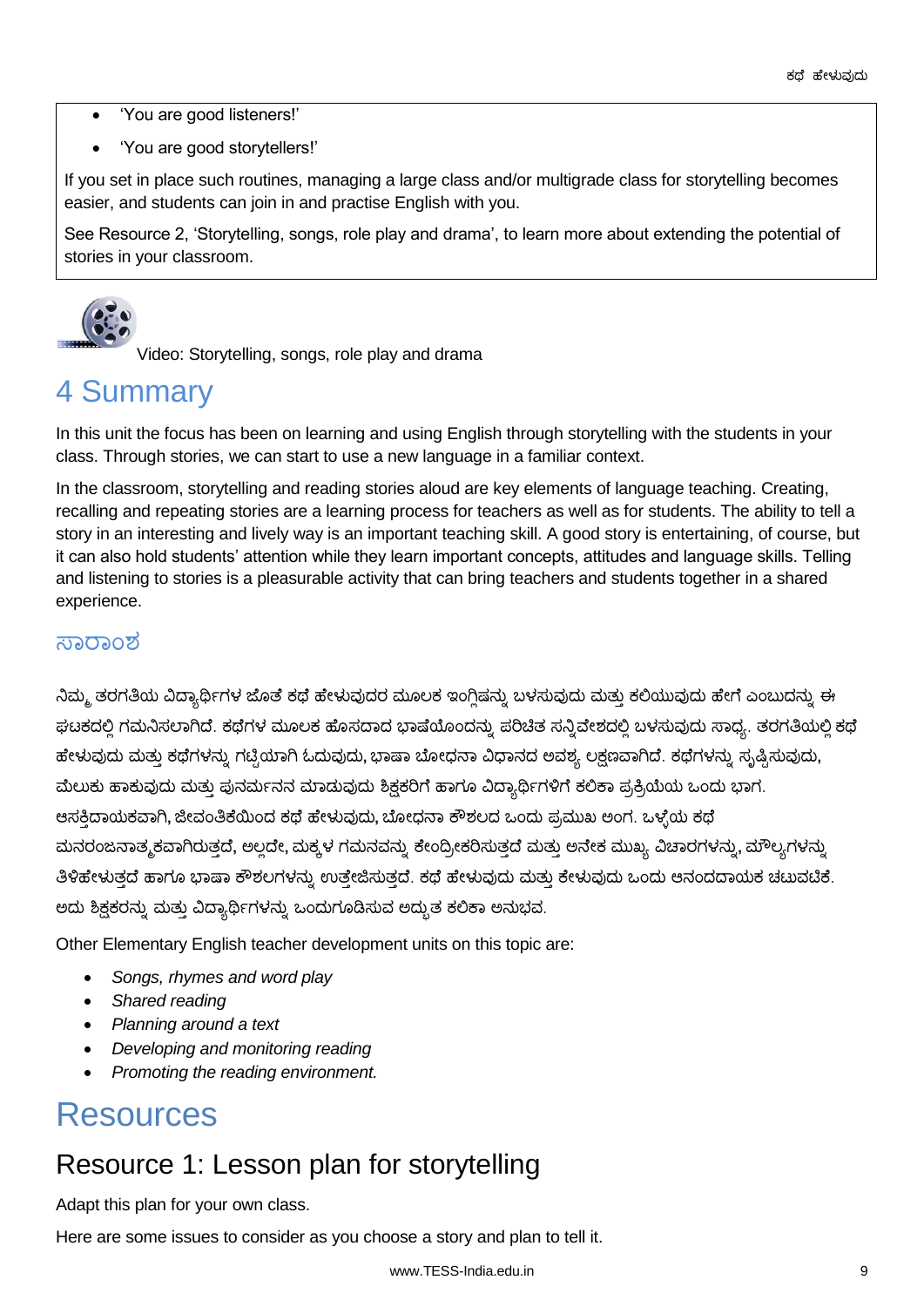- 'You are good listeners!'
- 'You are good storytellers!'

If you set in place such routines, managing a large class and/or multigrade class for storytelling becomes easier, and students can join in and practise English with you.

See Resource 2, 'Storytelling, songs, role play and drama', to learn more about extending the potential of stories in your classroom.

Video: Storytelling, songs, role play and drama

# 4 Summary

In this unit the focus has been on learning and using English through storytelling with the students in your class. Through stories, we can start to use a new language in a familiar context.

In the classroom, storytelling and reading stories aloud are key elements of language teaching. Creating, recalling and repeating stories are a learning process for teachers as well as for students. The ability to tell a story in an interesting and lively way is an important teaching skill. A good story is entertaining, of course, but it can also hold students' attention while they learn important concepts, attitudes and language skills. Telling and listening to stories is a pleasurable activity that can bring teachers and students together in a shared experience.

## ಸಾರಾಂಶ

ನಿಮ್ಮ ತರಗತಿಯ ವಿದ್ಯಾರ್ಥಿಗಳ ಜೊತೆ ಕಥೆ ಹೇಳುವುದರ ಮೂಲಕ ಇಂಗ್ಲಿಷನ್ನು ಬಳಸುವುದು ಮತ್ತು ಕಲಿಯುವುದು ಹೇಗೆ ಎಂಬುದನ್ನು ಈ ಘಟಕದಲ್ಲಿ ಗಮನಿಸಲಾಗಿದೆ. ಕಥೆಗಳ ಮೂಲಕ ಹೊಸದಾದ ಭಾಷೆಯೊಂದನ್ನು ಪರಿಚಿತ ಸನ್ನಿವೇಶದಲ್ಲಿ ಬಳಸುವುದು ಸಾಧ್ಯ. ತರಗತಿಯಲ್ಲಿ ಕಥೆ ಹೇಳುವುದು ಮತ್ತು ಕಥೆಗಳನ್ನು ಗಟ್ಟಿಯಾಗಿ ಓದುವುದು, ಭಾಷಾ ಬೋಧನಾ ವಿಧಾನದ ಅವಶ್ಯ ಲಕ್ಷಣವಾಗಿದೆ. ಕಥೆಗಳನ್ನು ಸೃಷ್ಟಿಸುವುದು, ಮೆಲುಕು ಹಾಕುವುದು ಮತ್ತು ಪುನರ್ಮನನ ಮಾಡುವುದು ಶಿಕ್ಷಕರಿಗೆ ಹಾಗೂ ವಿದ್ಯಾರ್ಥಿಗಳಿಗೆ ಕಲಿಕಾ ಪ್ರಕ್ರಿಯೆಯ ಒಂದು ಭಾಗ. ಆಸಕ್ತಿದಾಯಕವಾಗಿ, ಜೀವಂತಿಕೆಯಿಂದ ಕಥೆ ಹೇಳುವುದು, ಬೋಧನಾ ಕೌಶಲದ ಒಂದು ಪ್ರಮುಖ ಅಂಗ. ಒಳ್ಳೆಯ ಕಥೆ ಮನರಂಜನಾತ್ಮಕವಾಗಿರುತ್ತದೆ, ಅಲ್ಲದೇ, ಮಕ್ಕಳ ಗಮನವನ್ನು ಕೇಂದ್ರೀಕರಿಸುತ್ತದೆ ಮತ್ತು ಅನೇಕ ಮುಖ್ಯ ವಿಚಾರಗಳನ್ನು, ಮೌಲ್ಯಗಳನ್ನು ತಿಳಿಹೇಳುತ್ತದೆ ಹಾಗೂ ಭಾಷಾ ಕೌಶಲಗಳನ್ನು ಉತ್ತೇಜಿಸುತ್ತದೆ. ಕಥೆ ಹೇಳುವುದು ಮತ್ತು ಕೇಳುವುದು ಒಂದು ಆನಂದದಾಯಕ ಚಟುವಟಿಕೆ. ಅದು ಶಿಕ್ಷಕರನ್ನು ಮತ್ತು ವಿದ್ಯಾರ್ಥಿಗಳನ್ನು ಒಂದುಗೂಡಿಸುವ ಅದ್ಭುತ ಕಲಿಕಾ ಅನುಭವ.

Other Elementary English teacher development units on this topic are:

- *Songs, rhymes and word play*
- *Shared reading*
- *Planning around a text*
- *Developing and monitoring reading*
- *Promoting the reading environment.*

# Resources

## Resource 1: Lesson plan for storytelling

Adapt this plan for your own class.

Here are some issues to consider as you choose a story and plan to tell it.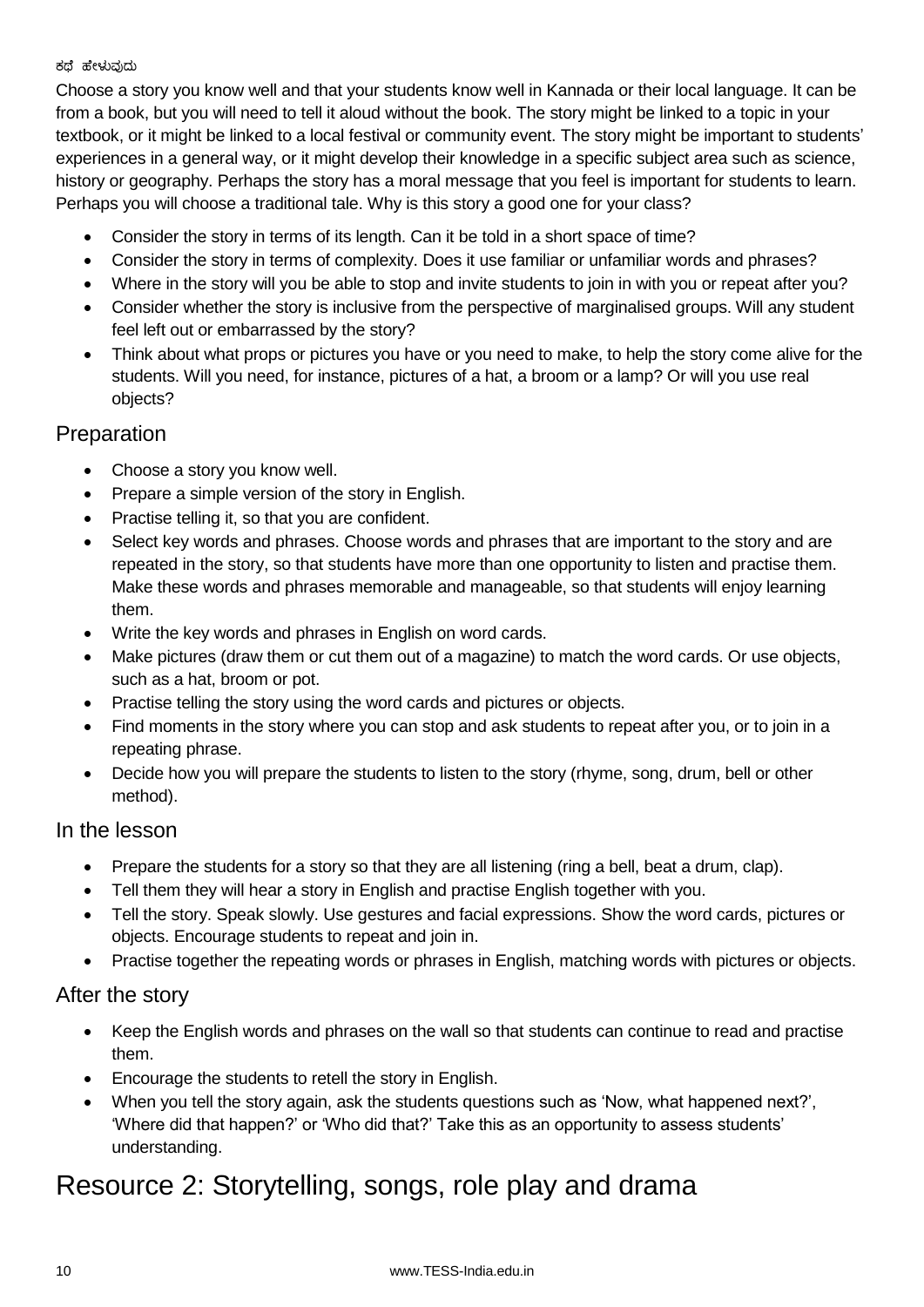ಕಥೆ ಹೇಳುವುದು

Choose a story you know well and that your students know well in Kannada or their local language. It can be from a book, but you will need to tell it aloud without the book. The story might be linked to a topic in your textbook, or it might be linked to a local festival or community event. The story might be important to students' experiences in a general way, or it might develop their knowledge in a specific subject area such as science, history or geography. Perhaps the story has a moral message that you feel is important for students to learn. Perhaps you will choose a traditional tale. Why is this story a good one for your class?

- Consider the story in terms of its length. Can it be told in a short space of time?
- Consider the story in terms of complexity. Does it use familiar or unfamiliar words and phrases?
- Where in the story will you be able to stop and invite students to join in with you or repeat after you?
- Consider whether the story is inclusive from the perspective of marginalised groups. Will any student feel left out or embarrassed by the story?
- Think about what props or pictures you have or you need to make, to help the story come alive for the students. Will you need, for instance, pictures of a hat, a broom or a lamp? Or will you use real objects?

## Preparation

- Choose a story you know well.
- Prepare a simple version of the story in English.
- Practise telling it, so that you are confident.
- Select key words and phrases. Choose words and phrases that are important to the story and are repeated in the story, so that students have more than one opportunity to listen and practise them. Make these words and phrases memorable and manageable, so that students will enjoy learning them.
- Write the key words and phrases in English on word cards.
- Make pictures (draw them or cut them out of a magazine) to match the word cards. Or use objects, such as a hat, broom or pot.
- Practise telling the story using the word cards and pictures or objects.
- Find moments in the story where you can stop and ask students to repeat after you, or to join in a repeating phrase.
- Decide how you will prepare the students to listen to the story (rhyme, song, drum, bell or other method).

## In the lesson

- Prepare the students for a story so that they are all listening (ring a bell, beat a drum, clap).
- Tell them they will hear a story in English and practise English together with you.
- Tell the story. Speak slowly. Use gestures and facial expressions. Show the word cards, pictures or objects. Encourage students to repeat and join in.
- Practise together the repeating words or phrases in English, matching words with pictures or objects.

## After the story

- Keep the English words and phrases on the wall so that students can continue to read and practise them.
- Encourage the students to retell the story in English.
- When you tell the story again, ask the students questions such as 'Now, what happened next?', 'Where did that happen?' or 'Who did that?' Take this as an opportunity to assess students' understanding.

# Resource 2: Storytelling, songs, role play and drama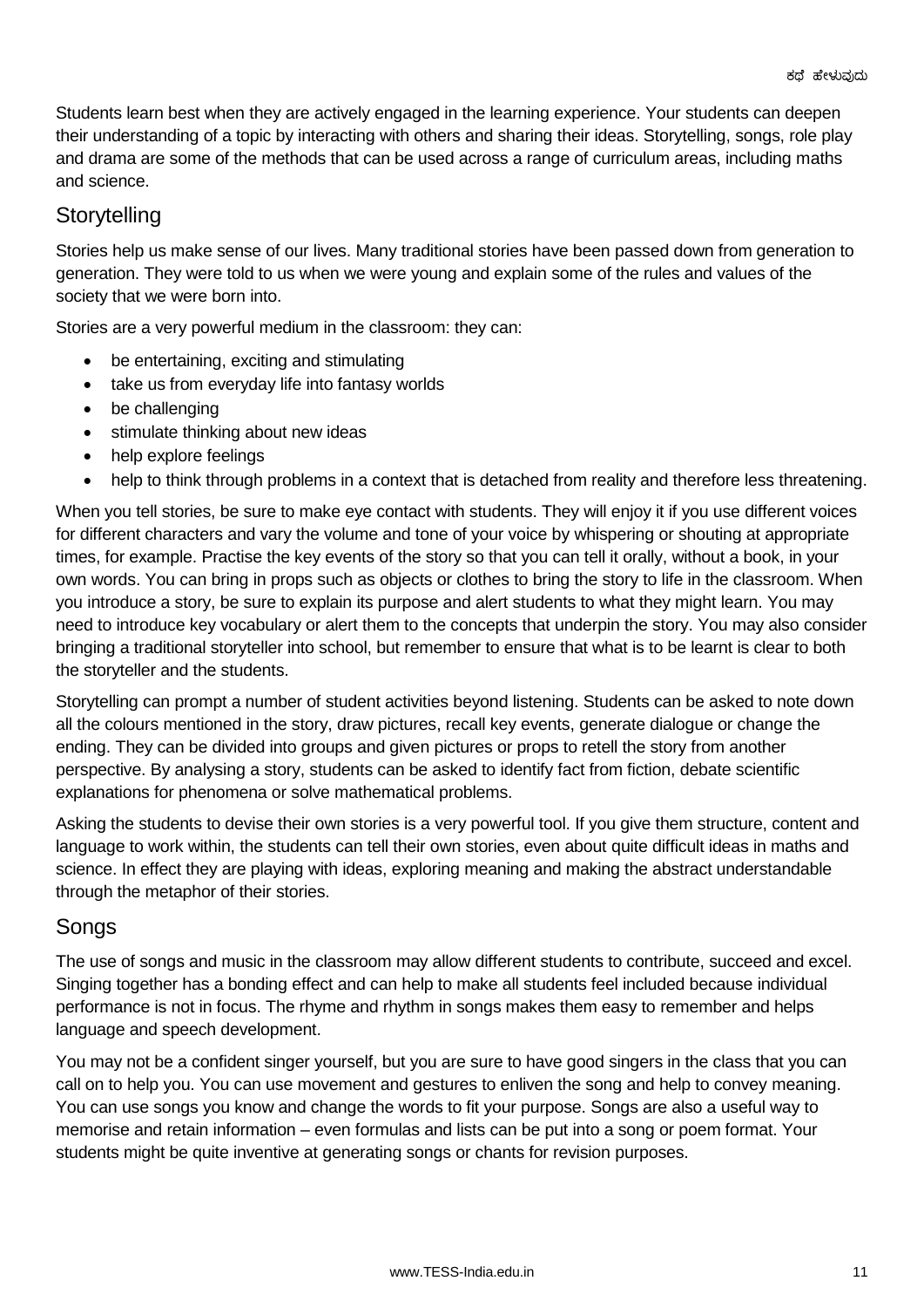Students learn best when they are actively engaged in the learning experience. Your students can deepen their understanding of a topic by interacting with others and sharing their ideas. Storytelling, songs, role play and drama are some of the methods that can be used across a range of curriculum areas, including maths and science.

## Storytelling

Stories help us make sense of our lives. Many traditional stories have been passed down from generation to generation. They were told to us when we were young and explain some of the rules and values of the society that we were born into.

Stories are a very powerful medium in the classroom: they can:

- be entertaining, exciting and stimulating
- take us from everyday life into fantasy worlds
- be challenging
- stimulate thinking about new ideas
- help explore feelings
- help to think through problems in a context that is detached from reality and therefore less threatening.

When you tell stories, be sure to make eye contact with students. They will enjoy it if you use different voices for different characters and vary the volume and tone of your voice by whispering or shouting at appropriate times, for example. Practise the key events of the story so that you can tell it orally, without a book, in your own words. You can bring in props such as objects or clothes to bring the story to life in the classroom. When you introduce a story, be sure to explain its purpose and alert students to what they might learn. You may need to introduce key vocabulary or alert them to the concepts that underpin the story. You may also consider bringing a traditional storyteller into school, but remember to ensure that what is to be learnt is clear to both the storyteller and the students.

Storytelling can prompt a number of student activities beyond listening. Students can be asked to note down all the colours mentioned in the story, draw pictures, recall key events, generate dialogue or change the ending. They can be divided into groups and given pictures or props to retell the story from another perspective. By analysing a story, students can be asked to identify fact from fiction, debate scientific explanations for phenomena or solve mathematical problems.

Asking the students to devise their own stories is a very powerful tool. If you give them structure, content and language to work within, the students can tell their own stories, even about quite difficult ideas in maths and science. In effect they are playing with ideas, exploring meaning and making the abstract understandable through the metaphor of their stories.

## Songs

The use of songs and music in the classroom may allow different students to contribute, succeed and excel. Singing together has a bonding effect and can help to make all students feel included because individual performance is not in focus. The rhyme and rhythm in songs makes them easy to remember and helps language and speech development.

You may not be a confident singer yourself, but you are sure to have good singers in the class that you can call on to help you. You can use movement and gestures to enliven the song and help to convey meaning. You can use songs you know and change the words to fit your purpose. Songs are also a useful way to memorise and retain information – even formulas and lists can be put into a song or poem format. Your students might be quite inventive at generating songs or chants for revision purposes.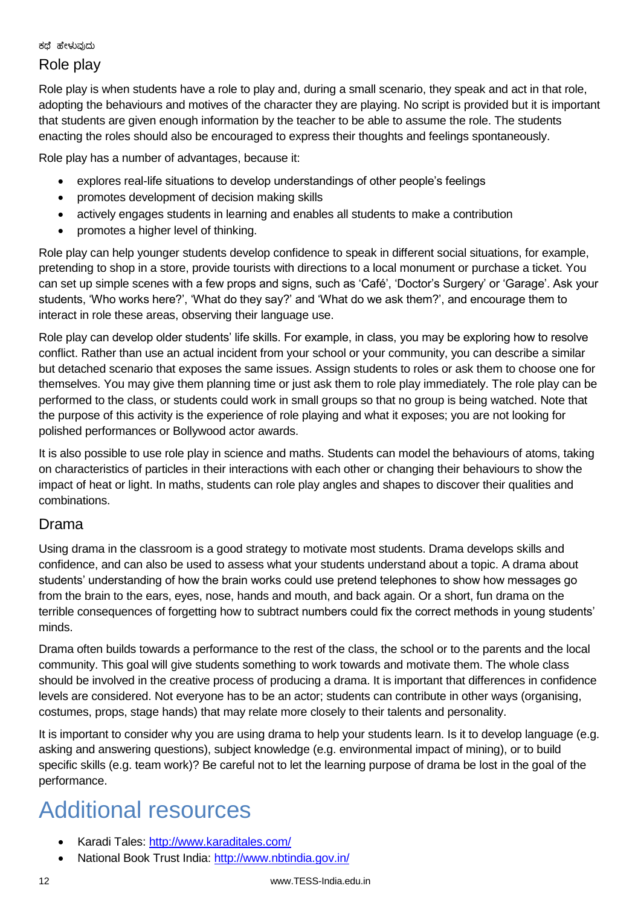## Role play

Role play is when students have a role to play and, during a small scenario, they speak and act in that role, adopting the behaviours and motives of the character they are playing. No script is provided but it is important that students are given enough information by the teacher to be able to assume the role. The students enacting the roles should also be encouraged to express their thoughts and feelings spontaneously.

Role play has a number of advantages, because it:

- explores real-life situations to develop understandings of other people's feelings
- promotes development of decision making skills
- actively engages students in learning and enables all students to make a contribution
- promotes a higher level of thinking.

Role play can help younger students develop confidence to speak in different social situations, for example, pretending to shop in a store, provide tourists with directions to a local monument or purchase a ticket. You can set up simple scenes with a few props and signs, such as 'Café', 'Doctor's Surgery' or 'Garage'. Ask your students, 'Who works here?', 'What do they say?' and 'What do we ask them?', and encourage them to interact in role these areas, observing their language use.

Role play can develop older students' life skills. For example, in class, you may be exploring how to resolve conflict. Rather than use an actual incident from your school or your community, you can describe a similar but detached scenario that exposes the same issues. Assign students to roles or ask them to choose one for themselves. You may give them planning time or just ask them to role play immediately. The role play can be performed to the class, or students could work in small groups so that no group is being watched. Note that the purpose of this activity is the experience of role playing and what it exposes; you are not looking for polished performances or Bollywood actor awards.

It is also possible to use role play in science and maths. Students can model the behaviours of atoms, taking on characteristics of particles in their interactions with each other or changing their behaviours to show the impact of heat or light. In maths, students can role play angles and shapes to discover their qualities and combinations.

## Drama

Using drama in the classroom is a good strategy to motivate most students. Drama develops skills and confidence, and can also be used to assess what your students understand about a topic. A drama about students' understanding of how the brain works could use pretend telephones to show how messages go from the brain to the ears, eyes, nose, hands and mouth, and back again. Or a short, fun drama on the terrible consequences of forgetting how to subtract numbers could fix the correct methods in young students' minds.

Drama often builds towards a performance to the rest of the class, the school or to the parents and the local community. This goal will give students something to work towards and motivate them. The whole class should be involved in the creative process of producing a drama. It is important that differences in confidence levels are considered. Not everyone has to be an actor; students can contribute in other ways (organising, costumes, props, stage hands) that may relate more closely to their talents and personality.

It is important to consider why you are using drama to help your students learn. Is it to develop language (e.g. asking and answering questions), subject knowledge (e.g. environmental impact of mining), or to build specific skills (e.g. team work)? Be careful not to let the learning purpose of drama be lost in the goal of the performance.

# Additional resources

- Karadi Tales: http://www.karaditales.com/
- National Book Trust India: http://www.nbtindia.gov.in/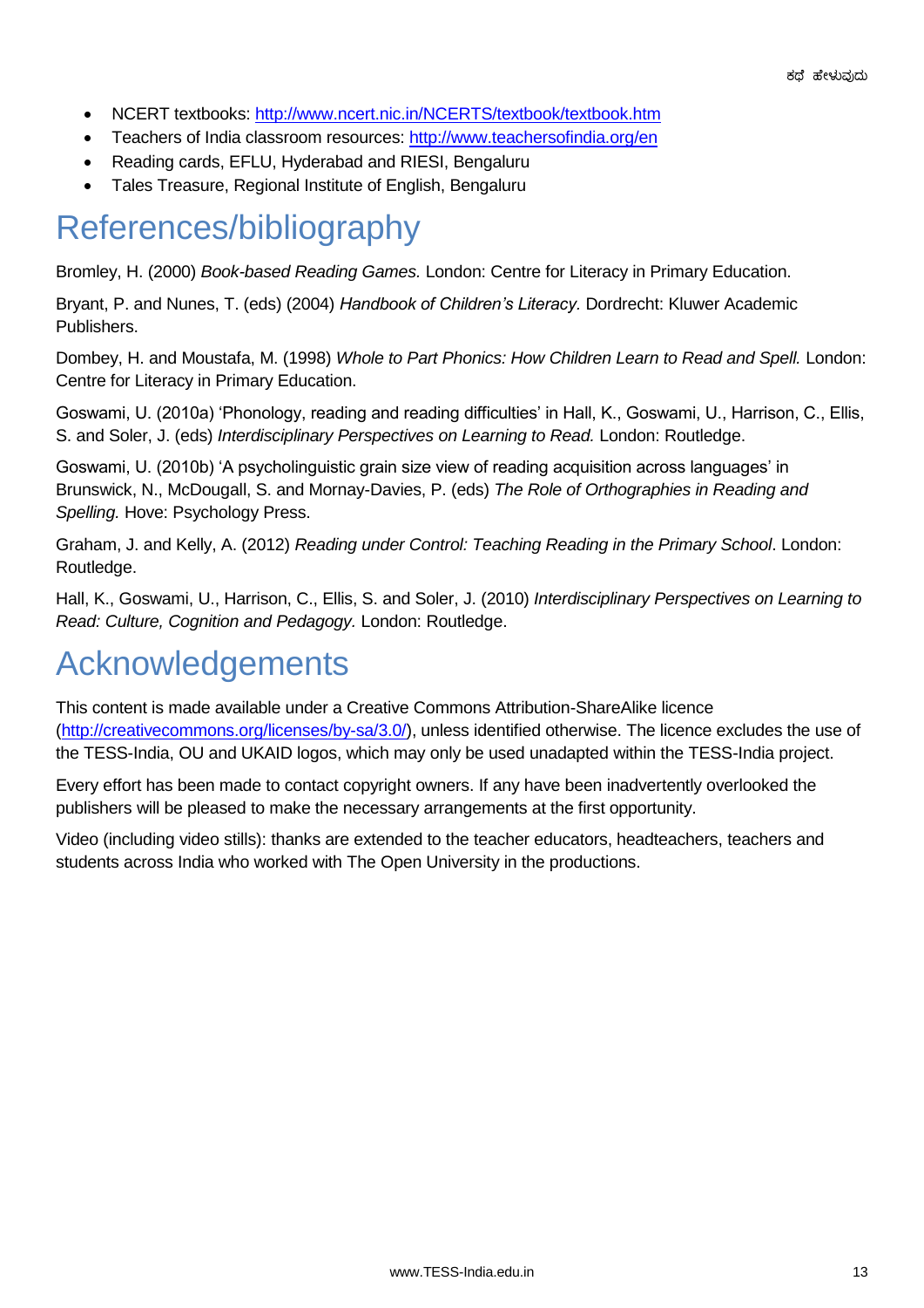- NCERT textbooks: http://www.ncert.nic.in/NCERTS/textbook/textbook.htm
- Teachers of India classroom resources: http://www.teachersofindia.org/en
- Reading cards, EFLU, Hyderabad and RIESI, Bengaluru
- Tales Treasure, Regional Institute of English, Bengaluru

# References/bibliography

Bromley, H. (2000) *Book-based Reading Games.* London: Centre for Literacy in Primary Education.

Bryant, P. and Nunes, T. (eds) (2004) *Handbook of Children's Literacy.* Dordrecht: Kluwer Academic Publishers.

Dombey, H. and Moustafa, M. (1998) *Whole to Part Phonics: How Children Learn to Read and Spell.* London: Centre for Literacy in Primary Education.

Goswami, U. (2010a) 'Phonology, reading and reading difficulties' in Hall, K., Goswami, U., Harrison, C., Ellis, S. and Soler, J. (eds) *Interdisciplinary Perspectives on Learning to Read.* London: Routledge.

Goswami, U. (2010b) 'A psycholinguistic grain size view of reading acquisition across languages' in Brunswick, N., McDougall, S. and Mornay-Davies, P. (eds) *The Role of Orthographies in Reading and Spelling.* Hove: Psychology Press.

Graham, J. and Kelly, A. (2012) *Reading under Control: Teaching Reading in the Primary School*. London: Routledge.

Hall, K., Goswami, U., Harrison, C., Ellis, S. and Soler, J. (2010) *Interdisciplinary Perspectives on Learning to Read: Culture, Cognition and Pedagogy.* London: Routledge.

# Acknowledgements

This content is made available under a Creative Commons Attribution-ShareAlike licence (http://creativecommons.org/licenses/by-sa/3.0/), unless identified otherwise. The licence excludes the use of the TESS-India, OU and UKAID logos, which may only be used unadapted within the TESS-India project.

Every effort has been made to contact copyright owners. If any have been inadvertently overlooked the publishers will be pleased to make the necessary arrangements at the first opportunity.

Video (including video stills): thanks are extended to the teacher educators, headteachers, teachers and students across India who worked with The Open University in the productions.